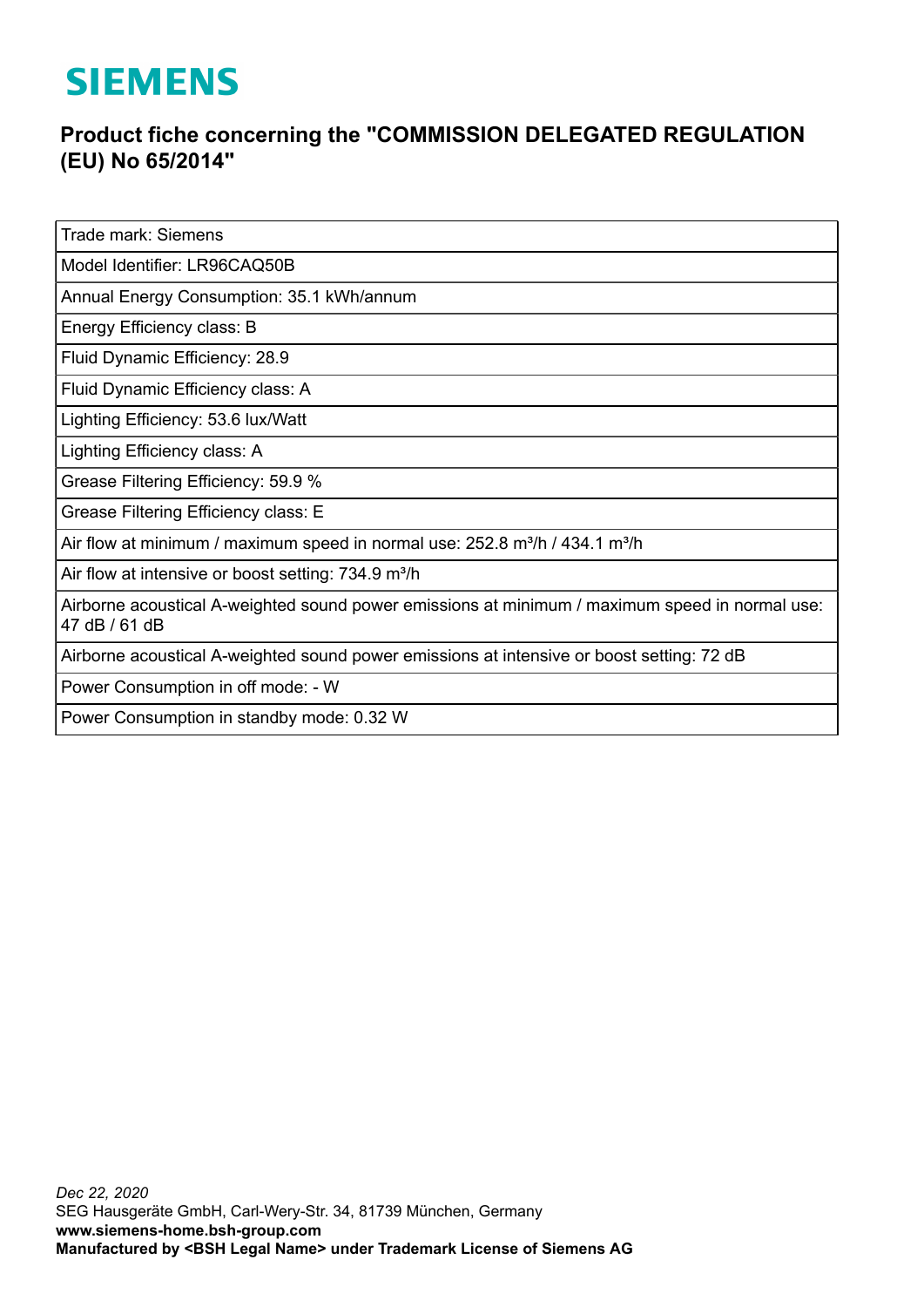# SIEMENS

## Product fiche concerning the "COMMISSION DELEGATED REGULATION (EU) No 65/2014"

| Trade mark: Siemens |
|---|
| Model Identifier: LR96CAQ50B |
| Annual Energy Consumption: 35.1 kWh/annum |
| Energy Efficiency class: B |
| Fluid Dynamic Efficiency: 28.9 |
| Fluid Dynamic Efficiency class: A |
| Lighting Efficiency: 53.6 lux/Watt |
| Lighting Efficiency class: A |
| Grease Filtering Efficiency: 59.9 % |
| Grease Filtering Efficiency class: E |
| Air flow at minimum / maximum speed in normal use: 252.8 m³/h / 434.1 m³/h |
| Air flow at intensive or boost setting: 734.9 m³/h |
| Airborne acoustical A-weighted sound power emissions at minimum / maximum speed in normal use: 47 dB / 61 dB |
| Airborne acoustical A-weighted sound power emissions at intensive or boost setting: 72 dB |
| Power Consumption in off mode: - W |
| Power Consumption in standby mode: 0.32 W |

*Dec 22, 2020*
SEG Hausgeräte GmbH, Carl-Wery-Str. 34, 81739 München, Germany
**www.siemens-home.bsh-group.com**
**Manufactured by <BSH Legal Name> under Trademark License of Siemens AG**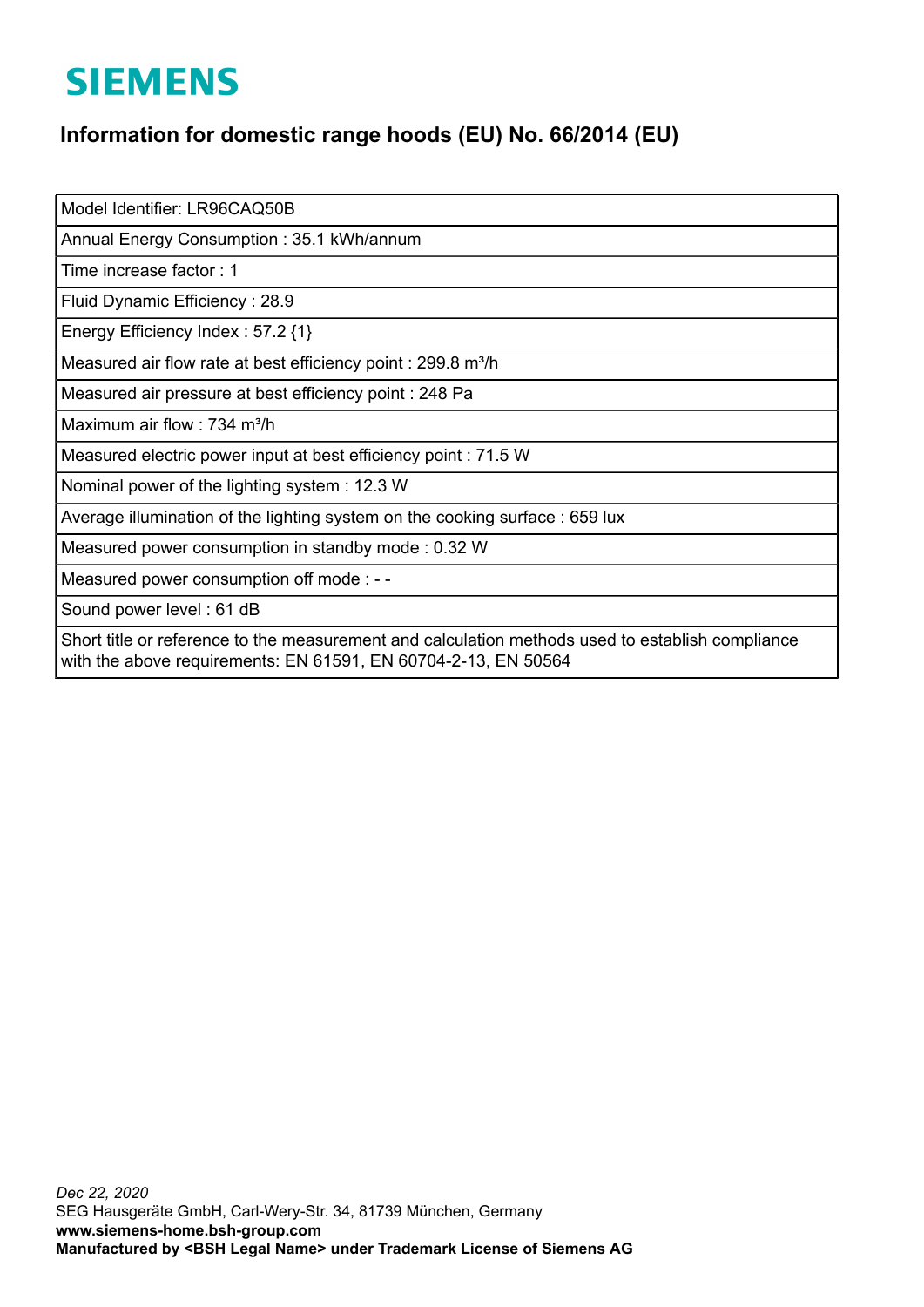SIEMENS

## Information for domestic range hoods (EU) No. 66/2014 (EU)

| |
|---|
| Model Identifier: LR96CAQ50B |
| Annual Energy Consumption : 35.1 kWh/annum |
| Time increase factor : 1 |
| Fluid Dynamic Efficiency : 28.9 |
| Energy Efficiency Index : 57.2 {1} |
| Measured air flow rate at best efficiency point : 299.8 $m^3/h$ |
| Measured air pressure at best efficiency point : 248 Pa |
| Maximum air flow : 734 $m^3/h$ |
| Measured electric power input at best efficiency point : 71.5 W |
| Nominal power of the lighting system : 12.3 W |
| Average illumination of the lighting system on the cooking surface : 659 lux |
| Measured power consumption in standby mode : 0.32 W |
| Measured power consumption off mode : - - |
| Sound power level : 61 dB |
| Short title or reference to the measurement and calculation methods used to establish compliance with the above requirements: EN 61591, EN 60704-2-13, EN 50564 |

*Dec 22, 2020*
SEG Hausgeräte GmbH, Carl-Wery-Str. 34, 81739 München, Germany
**www.siemens-home.bsh-group.com**
**Manufactured by <BSH Legal Name> under Trademark License of Siemens AG**